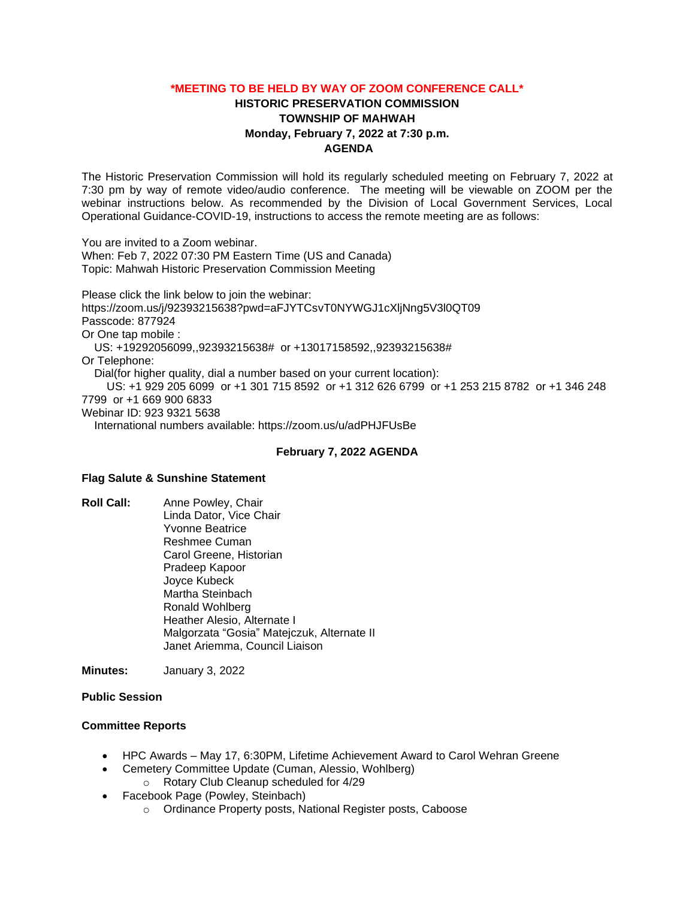**\*MEETING TO BE HELD BY WAY OF ZOOM CONFERENCE CALL\***

**HISTORIC PRESERVATION COMMISSION**
**TOWNSHIP OF MAHWAH**
**Monday, February 7, 2022 at 7:30 p.m.**
**AGENDA**

The Historic Preservation Commission will hold its regularly scheduled meeting on February 7, 2022 at 7:30 pm by way of remote video/audio conference. The meeting will be viewable on ZOOM per the webinar instructions below. As recommended by the Division of Local Government Services, Local Operational Guidance-COVID-19, instructions to access the remote meeting are as follows:

You are invited to a Zoom webinar.
When: Feb 7, 2022 07:30 PM Eastern Time (US and Canada)
Topic: Mahwah Historic Preservation Commission Meeting

Please click the link below to join the webinar:
https://zoom.us/j/92393215638?pwd=aFJYTCsvT0NYWGJ1cXljNng5V3l0QT09
Passcode: 877924
Or One tap mobile :
US: +19292056099,,92393215638# or +13017158592,,92393215638#
Or Telephone:
Dial(for higher quality, dial a number based on your current location):
US: +1 929 205 6099 or +1 301 715 8592 or +1 312 626 6799 or +1 253 215 8782 or +1 346 248 7799 or +1 669 900 6833
Webinar ID: 923 9321 5638
International numbers available: https://zoom.us/u/adPHJFUsBe

**February 7, 2022 AGENDA**

**Flag Salute & Sunshine Statement**

**Roll Call:**
Anne Powley, Chair
Linda Dator, Vice Chair
Yvonne Beatrice
Reshmee Cuman
Carol Greene, Historian
Pradeep Kapoor
Joyce Kubeck
Martha Steinbach
Ronald Wohlberg
Heather Alesio, Alternate I
Malgorzata "Gosia" Matejczuk, Alternate II
Janet Ariemma, Council Liaison

**Minutes:** January 3, 2022

**Public Session**

**Committee Reports**

- HPC Awards – May 17, 6:30PM, Lifetime Achievement Award to Carol Wehran Greene
- Cemetery Committee Update (Cuman, Alessio, Wohlberg)
  - Rotary Club Cleanup scheduled for 4/29
- Facebook Page (Powley, Steinbach)
  - Ordinance Property posts, National Register posts, Caboose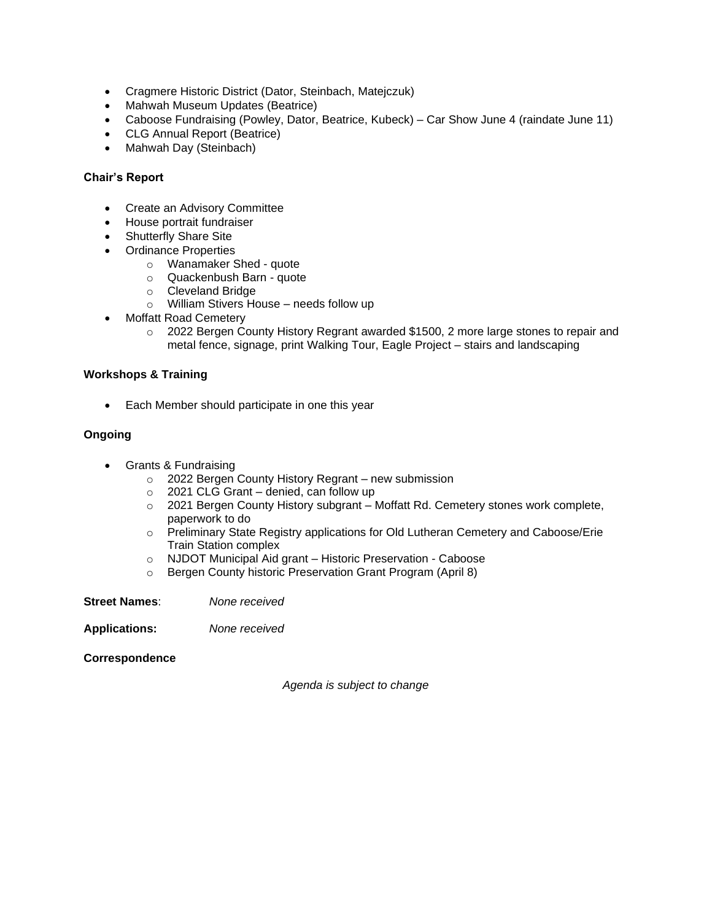- Cragmere Historic District (Dator, Steinbach, Matejczuk)
- Mahwah Museum Updates (Beatrice)
- Caboose Fundraising (Powley, Dator, Beatrice, Kubeck) – Car Show June 4 (raindate June 11)
- CLG Annual Report (Beatrice)
- Mahwah Day (Steinbach)

**Chair's Report**

- Create an Advisory Committee
- House portrait fundraiser
- Shutterfly Share Site
- Ordinance Properties
  - Wanamaker Shed - quote
  - Quackenbush Barn - quote
  - Cleveland Bridge
  - William Stivers House – needs follow up
- Moffatt Road Cemetery
  - 2022 Bergen County History Regrant awarded $1500, 2 more large stones to repair and metal fence, signage, print Walking Tour, Eagle Project – stairs and landscaping

**Workshops & Training**

- Each Member should participate in one this year

**Ongoing**

- Grants & Fundraising
  - 2022 Bergen County History Regrant – new submission
  - 2021 CLG Grant – denied, can follow up
  - 2021 Bergen County History subgrant – Moffatt Rd. Cemetery stones work complete, paperwork to do
  - Preliminary State Registry applications for Old Lutheran Cemetery and Caboose/Erie Train Station complex
  - NJDOT Municipal Aid grant – Historic Preservation - Caboose
  - Bergen County historic Preservation Grant Program (April 8)

**Street Names**: *None received*

**Applications:** *None received*

**Correspondence**

*Agenda is subject to change*